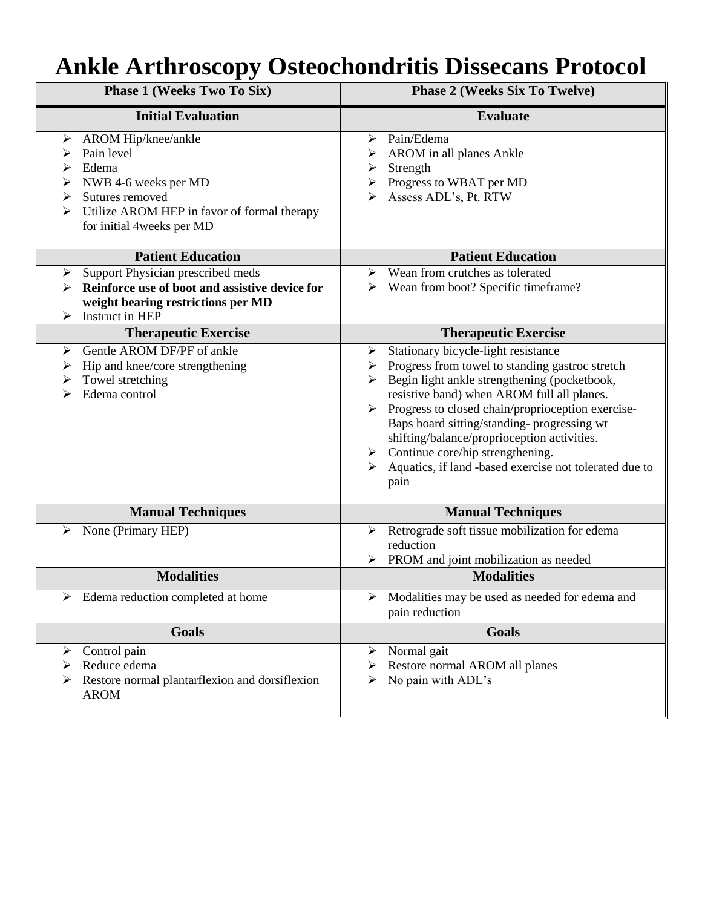# Ankle Arthroscopy Osteochondritis Dissecans Protocol

| Phase 1 (Weeks Two To Six) | Phase 2 (Weeks Six To Twelve) |
|---|---|
| **Initial Evaluation** | **Evaluate** |
| ➢ AROM Hip/knee/ankle<br>➢ Pain level<br>➢ Edema<br>➢ NWB 4-6 weeks per MD<br>➢ Sutures removed<br>➢ Utilize AROM HEP in favor of formal therapy for initial 4weeks per MD | ➢ Pain/Edema<br>➢ AROM in all planes Ankle<br>➢ Strength<br>➢ Progress to WBAT per MD<br>➢ Assess ADL's, Pt. RTW |
| **Patient Education** | **Patient Education** |
| ➢ Support Physician prescribed meds<br>➢ **Reinforce use of boot and assistive device for weight bearing restrictions per MD**<br>➢ Instruct in HEP | ➢ Wean from crutches as tolerated<br>➢ Wean from boot? Specific timeframe? |
| **Therapeutic Exercise** | **Therapeutic Exercise** |
| ➢ Gentle AROM DF/PF of ankle<br>➢ Hip and knee/core strengthening<br>➢ Towel stretching<br>➢ Edema control | ➢ Stationary bicycle-light resistance<br>➢ Progress from towel to standing gastroc stretch<br>➢ Begin light ankle strengthening (pocketbook, resistive band) when AROM full all planes.<br>➢ Progress to closed chain/proprioception exercise-Baps board sitting/standing- progressing wt shifting/balance/proprioception activities.<br>➢ Continue core/hip strengthening.<br>➢ Aquatics, if land -based exercise not tolerated due to pain |
| **Manual Techniques** | **Manual Techniques** |
| ➢ None (Primary HEP) | ➢ Retrograde soft tissue mobilization for edema reduction<br>➢ PROM and joint mobilization as needed |
| **Modalities** | **Modalities** |
| ➢ Edema reduction completed at home | ➢ Modalities may be used as needed for edema and pain reduction |
| **Goals** | **Goals** |
| ➢ Control pain<br>➢ Reduce edema<br>➢ Restore normal plantarflexion and dorsiflexion AROM | ➢ Normal gait<br>➢ Restore normal AROM all planes<br>➢ No pain with ADL's |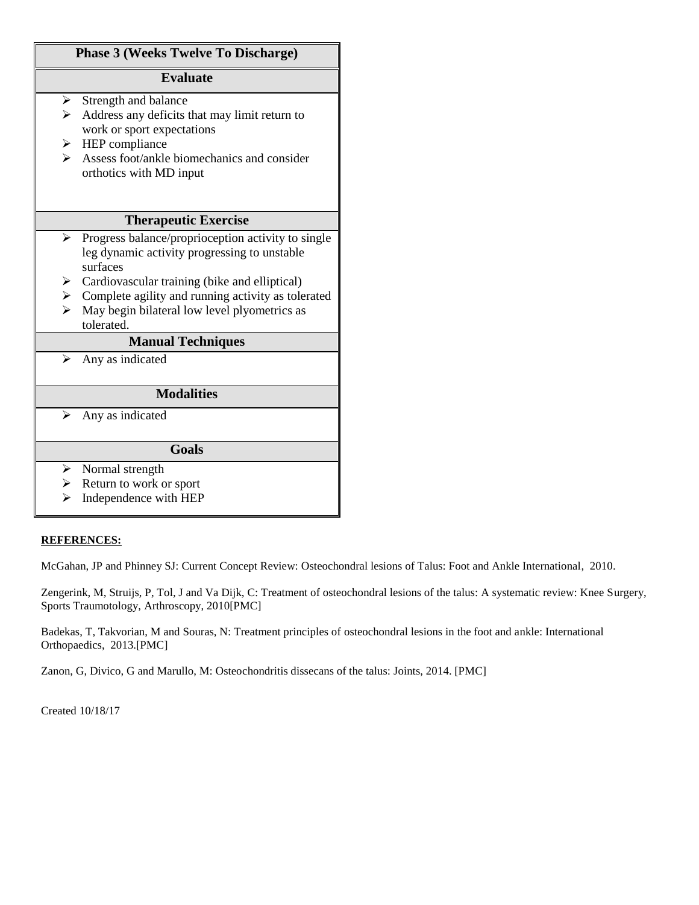| Phase 3 (Weeks Twelve To Discharge) |
|---|
| **Evaluate** |
| ➢ Strength and balance<br>➢ Address any deficits that may limit return to work or sport expectations<br>➢ HEP compliance<br>➢ Assess foot/ankle biomechanics and consider orthotics with MD input |
| **Therapeutic Exercise** |
| ➢ Progress balance/proprioception activity to single leg dynamic activity progressing to unstable surfaces<br>➢ Cardiovascular training (bike and elliptical)<br>➢ Complete agility and running activity as tolerated<br>➢ May begin bilateral low level plyometrics as tolerated. |
| **Manual Techniques** |
| ➢ Any as indicated |
| **Modalities** |
| ➢ Any as indicated |
| **Goals** |
| ➢ Normal strength<br>➢ Return to work or sport<br>➢ Independence with HEP |

**REFERENCES:**

McGahan, JP and Phinney SJ: Current Concept Review: Osteochondral lesions of Talus: Foot and Ankle International, 2010.

Zengerink, M, Struijs, P, Tol, J and Va Dijk, C: Treatment of osteochondral lesions of the talus: A systematic review: Knee Surgery, Sports Traumotology, Arthroscopy, 2010[PMC]

Badekas, T, Takvorian, M and Souras, N: Treatment principles of osteochondral lesions in the foot and ankle: International Orthopaedics, 2013.[PMC]

Zanon, G, Divico, G and Marullo, M: Osteochondritis dissecans of the talus: Joints, 2014. [PMC]

Created 10/18/17